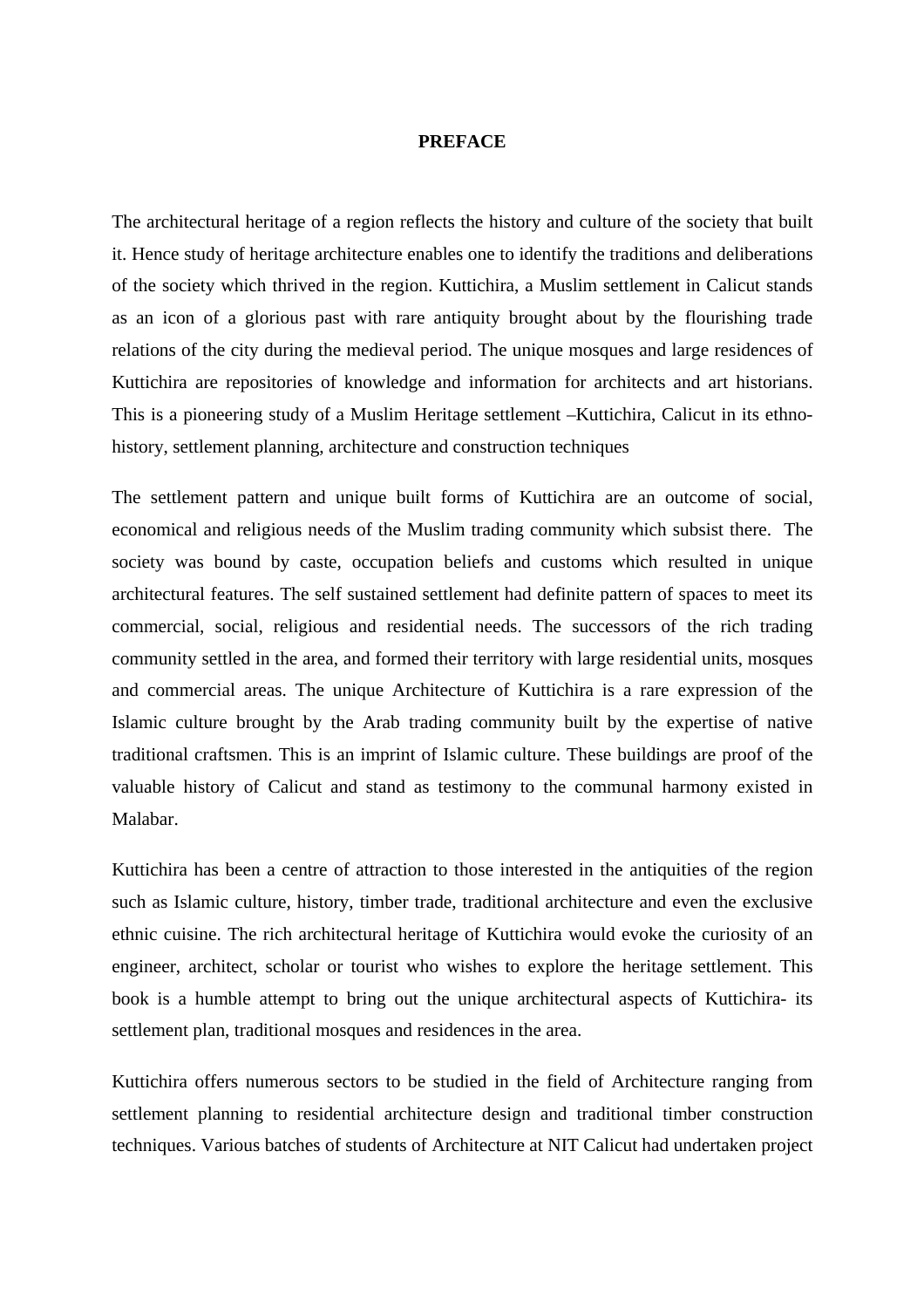# PREFACE

The architectural heritage of a region reflects the history and culture of the society that built it. Hence study of heritage architecture enables one to identify the traditions and deliberations of the society which thrived in the region. Kuttichira, a Muslim settlement in Calicut stands as an icon of a glorious past with rare antiquity brought about by the flourishing trade relations of the city during the medieval period. The unique mosques and large residences of Kuttichira are repositories of knowledge and information for architects and art historians. This is a pioneering study of a Muslim Heritage settlement –Kuttichira, Calicut in its ethno-history, settlement planning, architecture and construction techniques

The settlement pattern and unique built forms of Kuttichira are an outcome of social, economical and religious needs of the Muslim trading community which subsist there. The society was bound by caste, occupation beliefs and customs which resulted in unique architectural features. The self sustained settlement had definite pattern of spaces to meet its commercial, social, religious and residential needs. The successors of the rich trading community settled in the area, and formed their territory with large residential units, mosques and commercial areas. The unique Architecture of Kuttichira is a rare expression of the Islamic culture brought by the Arab trading community built by the expertise of native traditional craftsmen. This is an imprint of Islamic culture. These buildings are proof of the valuable history of Calicut and stand as testimony to the communal harmony existed in Malabar.

Kuttichira has been a centre of attraction to those interested in the antiquities of the region such as Islamic culture, history, timber trade, traditional architecture and even the exclusive ethnic cuisine. The rich architectural heritage of Kuttichira would evoke the curiosity of an engineer, architect, scholar or tourist who wishes to explore the heritage settlement. This book is a humble attempt to bring out the unique architectural aspects of Kuttichira- its settlement plan, traditional mosques and residences in the area.

Kuttichira offers numerous sectors to be studied in the field of Architecture ranging from settlement planning to residential architecture design and traditional timber construction techniques. Various batches of students of Architecture at NIT Calicut had undertaken project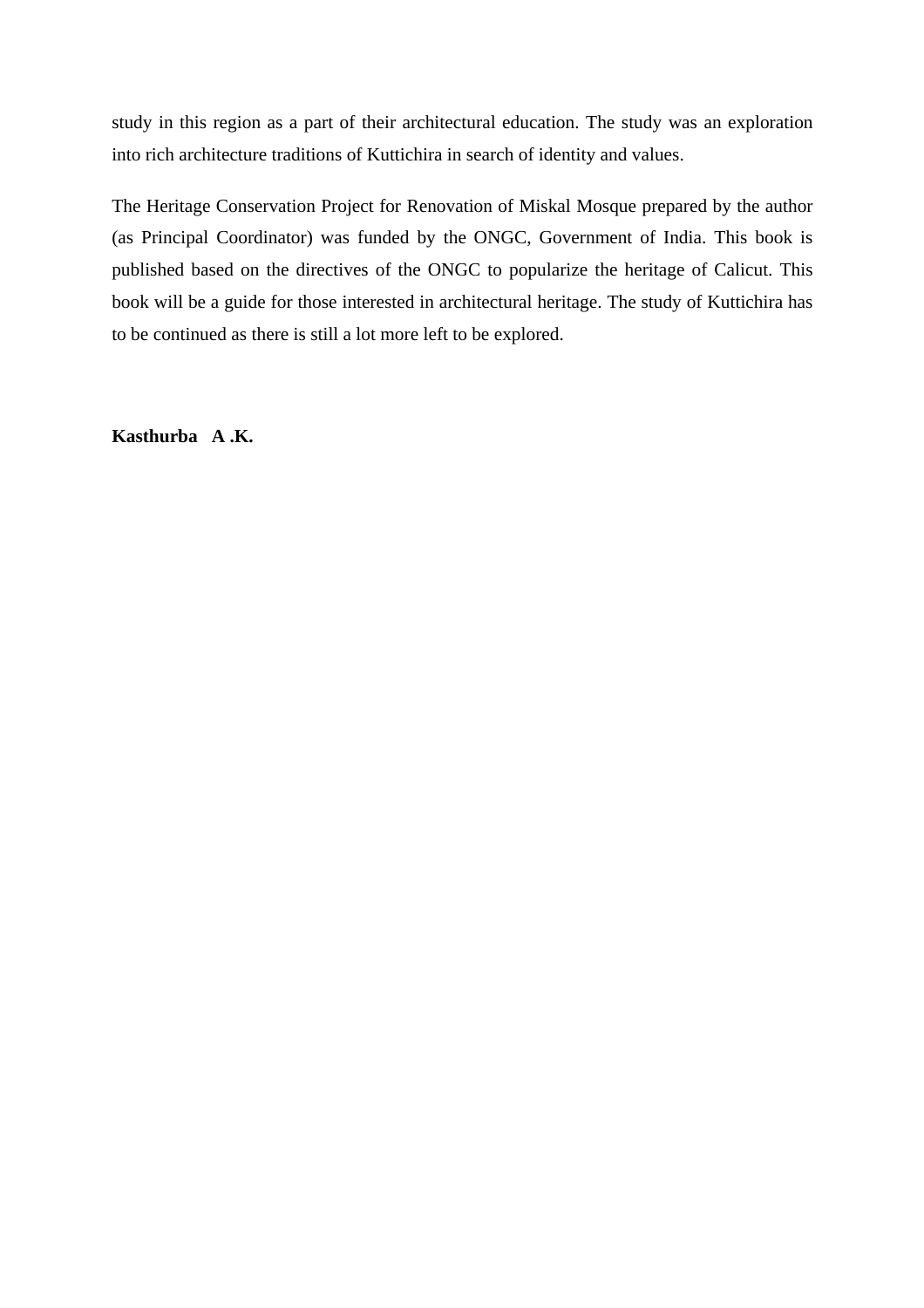study in this region as a part of their architectural education. The study was an exploration into rich architecture traditions of Kuttichira in search of identity and values.

The Heritage Conservation Project for Renovation of Miskal Mosque prepared by the author (as Principal Coordinator) was funded by the ONGC, Government of India. This book is published based on the directives of the ONGC to popularize the heritage of Calicut. This book will be a guide for those interested in architectural heritage. The study of Kuttichira has to be continued as there is still a lot more left to be explored.

**Kasthurba A .K.**